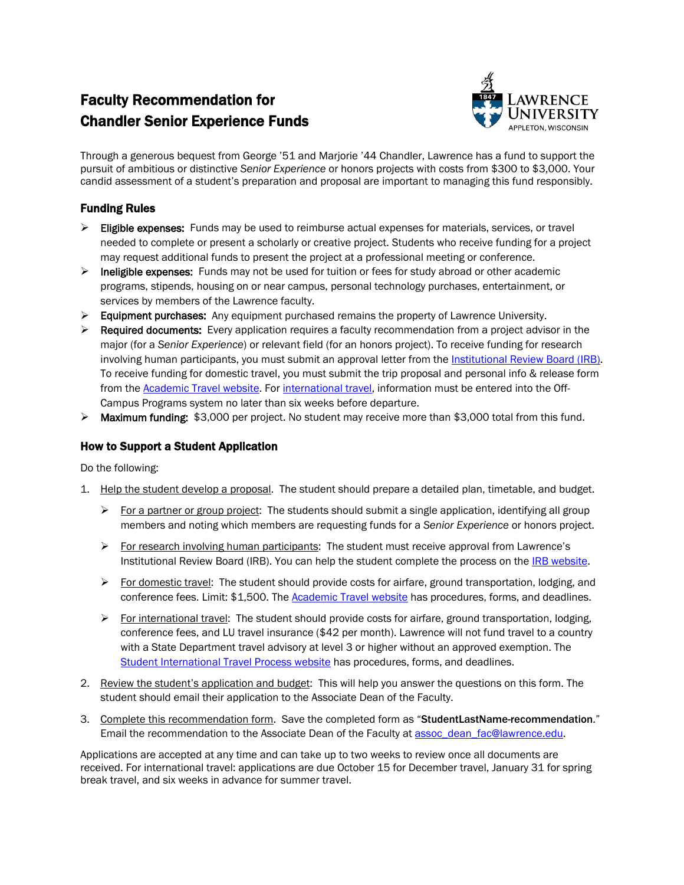# Faculty Recommendation for Chandler Senior Experience Funds

LAWRENCE UNIVERSITY
APPLETON, WISCONSIN

Through a generous bequest from George '51 and Marjorie '44 Chandler, Lawrence has a fund to support the pursuit of ambitious or distinctive *Senior Experience* or honors projects with costs from $300 to $3,000. Your candid assessment of a student's preparation and proposal are important to managing this fund responsibly.

## Funding Rules

- **Eligible expenses:** Funds may be used to reimburse actual expenses for materials, services, or travel needed to complete or present a scholarly or creative project. Students who receive funding for a project may request additional funds to present the project at a professional meeting or conference.
- **Ineligible expenses:** Funds may not be used for tuition or fees for study abroad or other academic programs, stipends, housing on or near campus, personal technology purchases, entertainment, or services by members of the Lawrence faculty.
- **Equipment purchases:** Any equipment purchased remains the property of Lawrence University.
- **Required documents:** Every application requires a faculty recommendation from a project advisor in the major (for a *Senior Experience*) or relevant field (for an honors project). To receive funding for research involving human participants, you must submit an approval letter from the Institutional Review Board (IRB). To receive funding for domestic travel, you must submit the trip proposal and personal info & release form from the Academic Travel website. For international travel, information must be entered into the Off-Campus Programs system no later than six weeks before departure.
- **Maximum funding:** $3,000 per project. No student may receive more than $3,000 total from this fund.

## How to Support a Student Application

Do the following:

1. Help the student develop a proposal. The student should prepare a detailed plan, timetable, and budget.
   - For a partner or group project: The students should submit a single application, identifying all group members and noting which members are requesting funds for a *Senior Experience* or honors project.
   - For research involving human participants: The student must receive approval from Lawrence's Institutional Review Board (IRB). You can help the student complete the process on the IRB website.
   - For domestic travel: The student should provide costs for airfare, ground transportation, lodging, and conference fees. Limit: $1,500. The Academic Travel website has procedures, forms, and deadlines.
   - For international travel: The student should provide costs for airfare, ground transportation, lodging, conference fees, and LU travel insurance ($42 per month). Lawrence will not fund travel to a country with a State Department travel advisory at level 3 or higher without an approved exemption. The Student International Travel Process website has procedures, forms, and deadlines.
2. Review the student's application and budget: This will help you answer the questions on this form. The student should email their application to the Associate Dean of the Faculty.
3. Complete this recommendation form. Save the completed form as "**StudentLastName-recommendation**." Email the recommendation to the Associate Dean of the Faculty at assoc_dean_fac@lawrence.edu.

Applications are accepted at any time and can take up to two weeks to review once all documents are received. For international travel: applications are due October 15 for December travel, January 31 for spring break travel, and six weeks in advance for summer travel.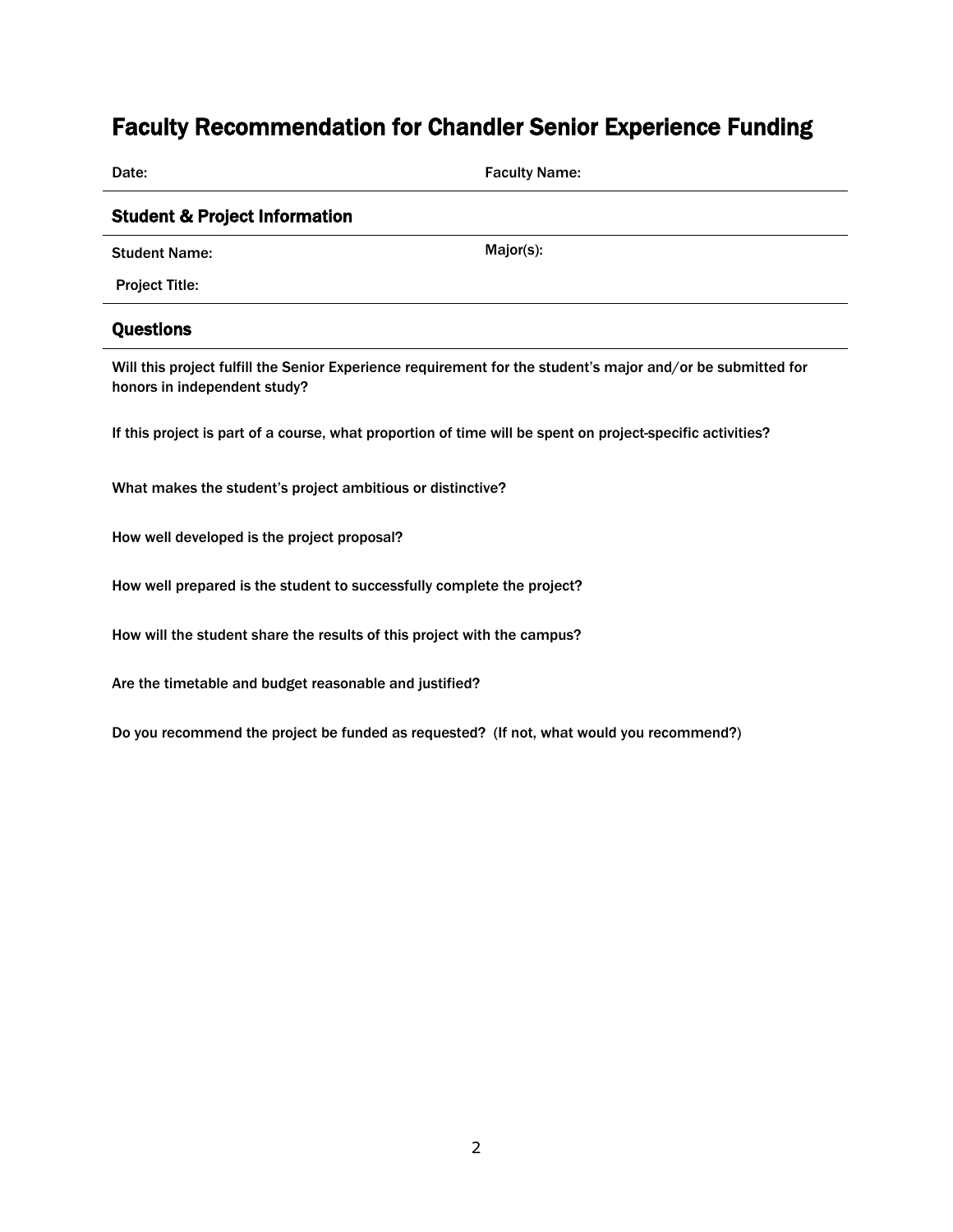# Faculty Recommendation for Chandler Senior Experience Funding

Date:

Faculty Name:

## Student & Project Information

Student Name:

Major(s):

Project Title:

## Questions

**Will this project fulfill the Senior Experience requirement for the student's major and/or be submitted for honors in independent study?**

**If this project is part of a course, what proportion of time will be spent on project-specific activities?**

**What makes the student's project ambitious or distinctive?**

**How well developed is the project proposal?**

**How well prepared is the student to successfully complete the project?**

**How will the student share the results of this project with the campus?**

**Are the timetable and budget reasonable and justified?**

**Do you recommend the project be funded as requested? (If not, what would you recommend?)**